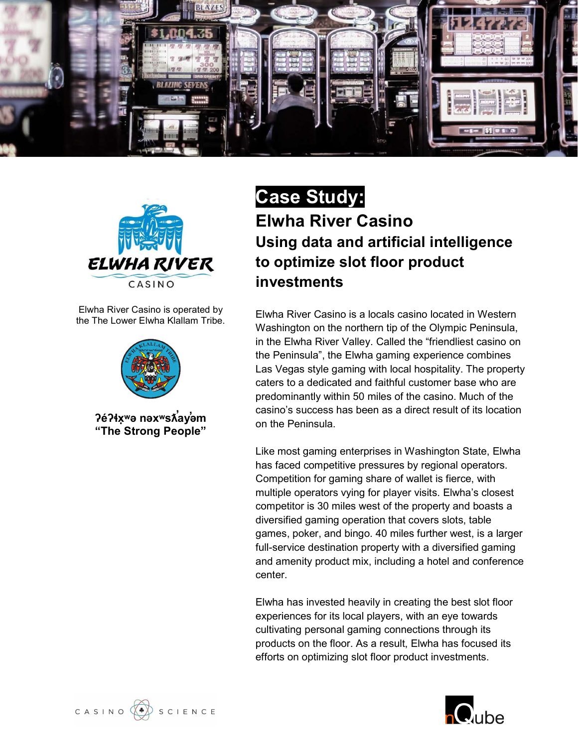# Case Study:

## Elwha River Casino

### Using data and artificial intelligence to optimize slot floor product investments

Elwha River Casino is operated by the The Lower Elwha Klallam Tribe.

**ʔéʔɬx̣ʷə nəxʷsƛ̕ay̓əm**
**"The Strong People"**

Elwha River Casino is a locals casino located in Western Washington on the northern tip of the Olympic Peninsula, in the Elwha River Valley. Called the "friendliest casino on the Peninsula", the Elwha gaming experience combines Las Vegas style gaming with local hospitality. The property caters to a dedicated and faithful customer base who are predominantly within 50 miles of the casino. Much of the casino's success has been as a direct result of its location on the Peninsula.

Like most gaming enterprises in Washington State, Elwha has faced competitive pressures by regional operators. Competition for gaming share of wallet is fierce, with multiple operators vying for player visits. Elwha's closest competitor is 30 miles west of the property and boasts a diversified gaming operation that covers slots, table games, poker, and bingo. 40 miles further west, is a larger full-service destination property with a diversified gaming and amenity product mix, including a hotel and conference center.

Elwha has invested heavily in creating the best slot floor experiences for its local players, with an eye towards cultivating personal gaming connections through its products on the floor. As a result, Elwha has focused its efforts on optimizing slot floor product investments.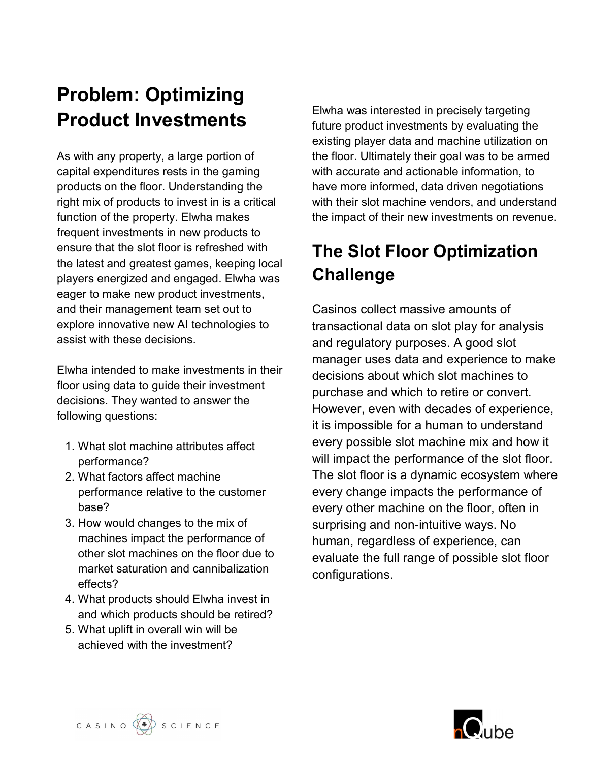# Problem: Optimizing Product Investments

As with any property, a large portion of capital expenditures rests in the gaming products on the floor. Understanding the right mix of products to invest in is a critical function of the property. Elwha makes frequent investments in new products to ensure that the slot floor is refreshed with the latest and greatest games, keeping local players energized and engaged. Elwha was eager to make new product investments, and their management team set out to explore innovative new AI technologies to assist with these decisions.

Elwha intended to make investments in their floor using data to guide their investment decisions. They wanted to answer the following questions:

1. What slot machine attributes affect performance?
2. What factors affect machine performance relative to the customer base?
3. How would changes to the mix of machines impact the performance of other slot machines on the floor due to market saturation and cannibalization effects?
4. What products should Elwha invest in and which products should be retired?
5. What uplift in overall win will be achieved with the investment?

Elwha was interested in precisely targeting future product investments by evaluating the existing player data and machine utilization on the floor. Ultimately their goal was to be armed with accurate and actionable information, to have more informed, data driven negotiations with their slot machine vendors, and understand the impact of their new investments on revenue.

# The Slot Floor Optimization Challenge

Casinos collect massive amounts of transactional data on slot play for analysis and regulatory purposes. A good slot manager uses data and experience to make decisions about which slot machines to purchase and which to retire or convert. However, even with decades of experience, it is impossible for a human to understand every possible slot machine mix and how it will impact the performance of the slot floor. The slot floor is a dynamic ecosystem where every change impacts the performance of every other machine on the floor, often in surprising and non-intuitive ways. No human, regardless of experience, can evaluate the full range of possible slot floor configurations.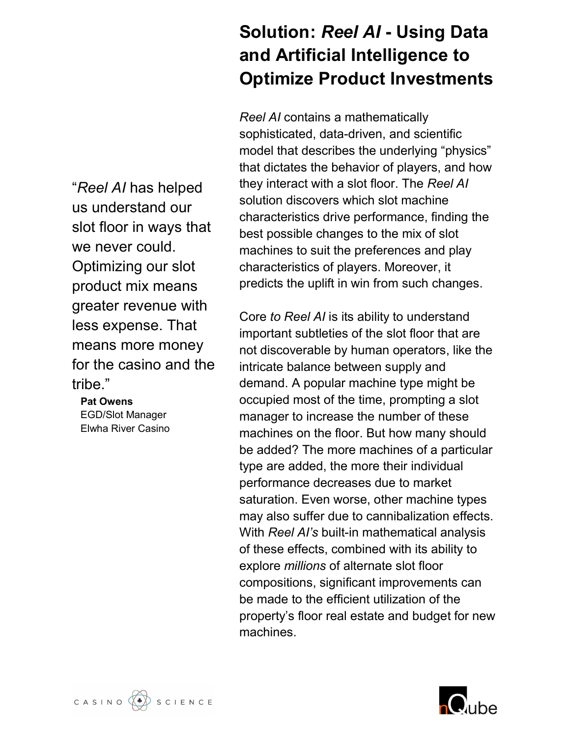# Solution: *Reel AI* - Using Data and Artificial Intelligence to Optimize Product Investments

*Reel AI* contains a mathematically sophisticated, data-driven, and scientific model that describes the underlying "physics" that dictates the behavior of players, and how they interact with a slot floor. The *Reel AI* solution discovers which slot machine characteristics drive performance, finding the best possible changes to the mix of slot machines to suit the preferences and play characteristics of players. Moreover, it predicts the uplift in win from such changes.

Core *to Reel AI* is its ability to understand important subtleties of the slot floor that are not discoverable by human operators, like the intricate balance between supply and demand. A popular machine type might be occupied most of the time, prompting a slot manager to increase the number of these machines on the floor. But how many should be added? The more machines of a particular type are added, the more their individual performance decreases due to market saturation. Even worse, other machine types may also suffer due to cannibalization effects. With *Reel AI's* built-in mathematical analysis of these effects, combined with its ability to explore *millions* of alternate slot floor compositions, significant improvements can be made to the efficient utilization of the property's floor real estate and budget for new machines.

> "*Reel AI* has helped us understand our slot floor in ways that we never could. Optimizing our slot product mix means greater revenue with less expense. That means more money for the casino and the tribe."
>
> **Pat Owens**
> EGD/Slot Manager
> Elwha River Casino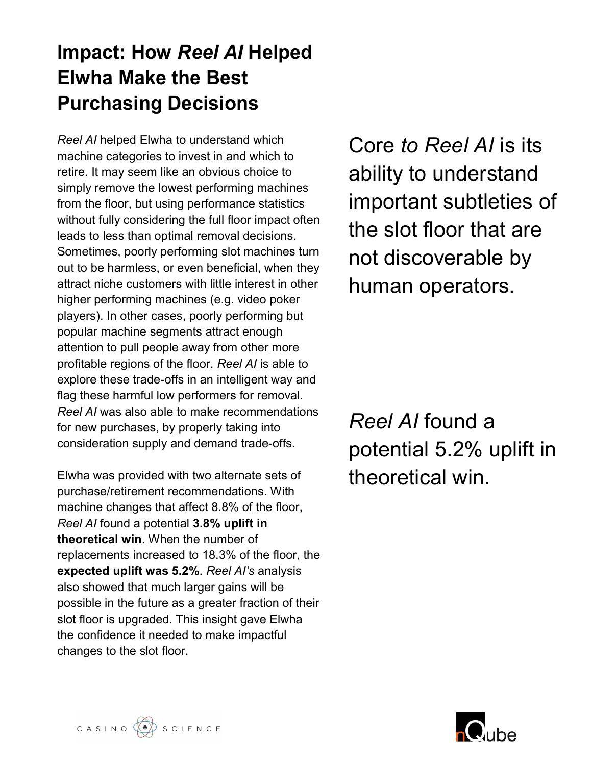# Impact: How *Reel AI* Helped Elwha Make the Best Purchasing Decisions

*Reel AI* helped Elwha to understand which machine categories to invest in and which to retire. It may seem like an obvious choice to simply remove the lowest performing machines from the floor, but using performance statistics without fully considering the full floor impact often leads to less than optimal removal decisions. Sometimes, poorly performing slot machines turn out to be harmless, or even beneficial, when they attract niche customers with little interest in other higher performing machines (e.g. video poker players). In other cases, poorly performing but popular machine segments attract enough attention to pull people away from other more profitable regions of the floor. *Reel AI* is able to explore these trade-offs in an intelligent way and flag these harmful low performers for removal. *Reel AI* was also able to make recommendations for new purchases, by properly taking into consideration supply and demand trade-offs.

Elwha was provided with two alternate sets of purchase/retirement recommendations. With machine changes that affect 8.8% of the floor, *Reel AI* found a potential **3.8% uplift in theoretical win**. When the number of replacements increased to 18.3% of the floor, the **expected uplift was 5.2%**. *Reel AI's* analysis also showed that much larger gains will be possible in the future as a greater fraction of their slot floor is upgraded. This insight gave Elwha the confidence it needed to make impactful changes to the slot floor.

Core *to Reel AI* is its ability to understand important subtleties of the slot floor that are not discoverable by human operators.

*Reel AI* found a potential 5.2% uplift in theoretical win.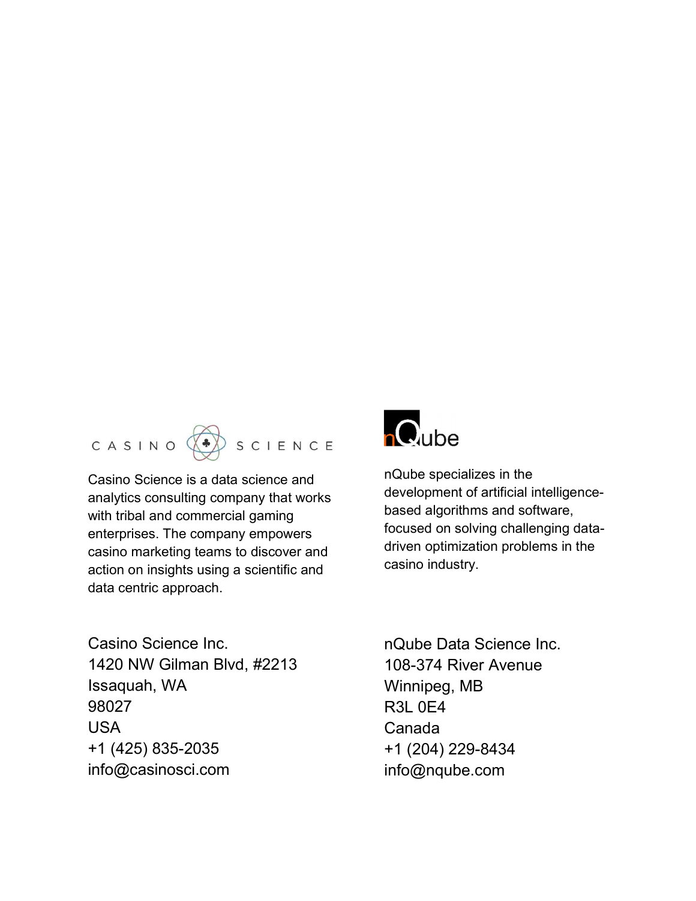CASINO SCIENCE

Casino Science is a data science and analytics consulting company that works with tribal and commercial gaming enterprises. The company empowers casino marketing teams to discover and action on insights using a scientific and data centric approach.

Casino Science Inc.
1420 NW Gilman Blvd, #2213
Issaquah, WA
98027
USA
+1 (425) 835-2035
info@casinosci.com

nQube

nQube specializes in the development of artificial intelligence-based algorithms and software, focused on solving challenging data-driven optimization problems in the casino industry.

nQube Data Science Inc.
108-374 River Avenue
Winnipeg, MB
R3L 0E4
Canada
+1 (204) 229-8434
info@nqube.com